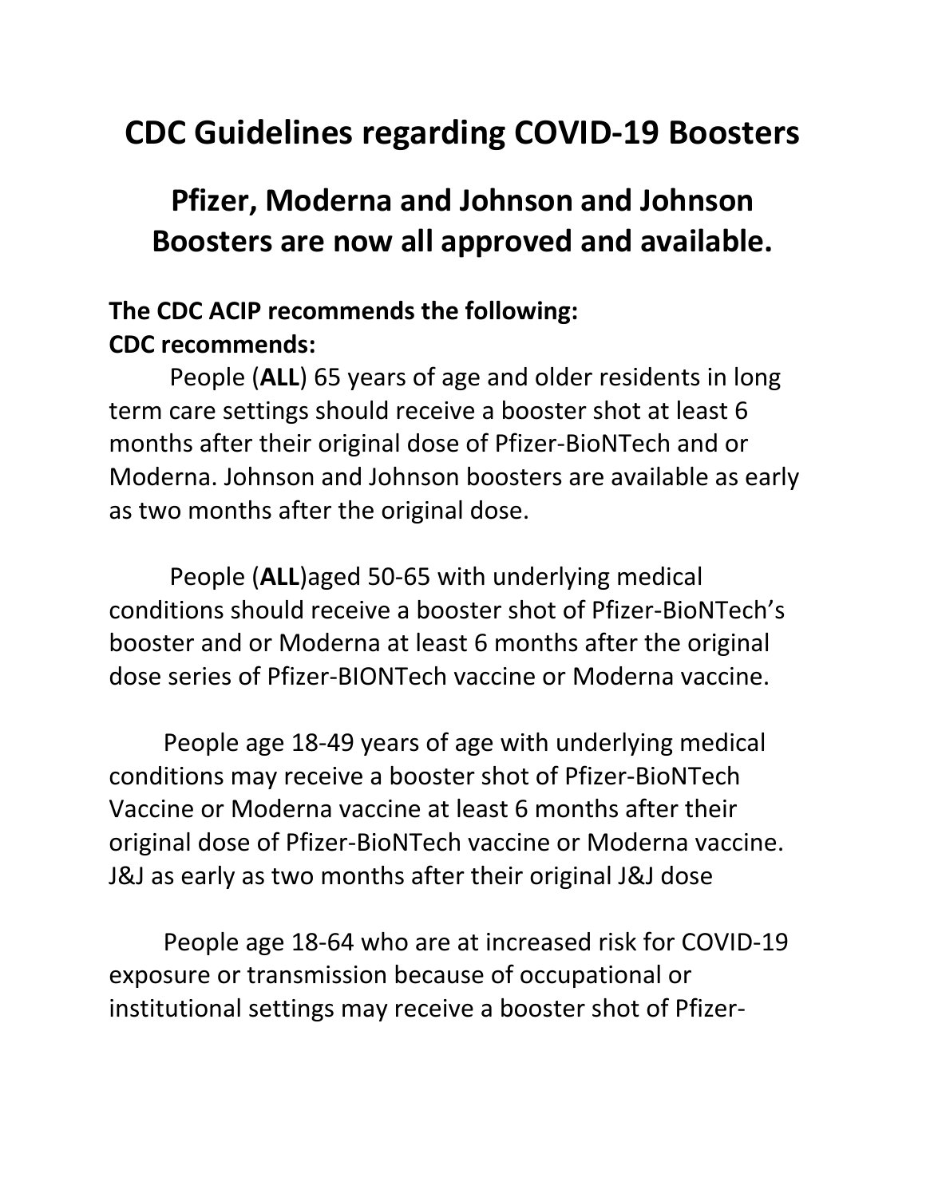# CDC Guidelines regarding COVID-19 Boosters

## Pfizer, Moderna and Johnson and Johnson Boosters are now all approved and available.

**The CDC ACIP recommends the following:**
**CDC recommends:**

People (**ALL**) 65 years of age and older residents in long term care settings should receive a booster shot at least 6 months after their original dose of Pfizer-BioNTech and or Moderna. Johnson and Johnson boosters are available as early as two months after the original dose.

People (**ALL**)aged 50-65 with underlying medical conditions should receive a booster shot of Pfizer-BioNTech's booster and or Moderna at least 6 months after the original dose series of Pfizer-BIONTech vaccine or Moderna vaccine.

People age 18-49 years of age with underlying medical conditions may receive a booster shot of Pfizer-BioNTech Vaccine or Moderna vaccine at least 6 months after their original dose of Pfizer-BioNTech vaccine or Moderna vaccine. J&J as early as two months after their original J&J dose

People age 18-64 who are at increased risk for COVID-19 exposure or transmission because of occupational or institutional settings may receive a booster shot of Pfizer-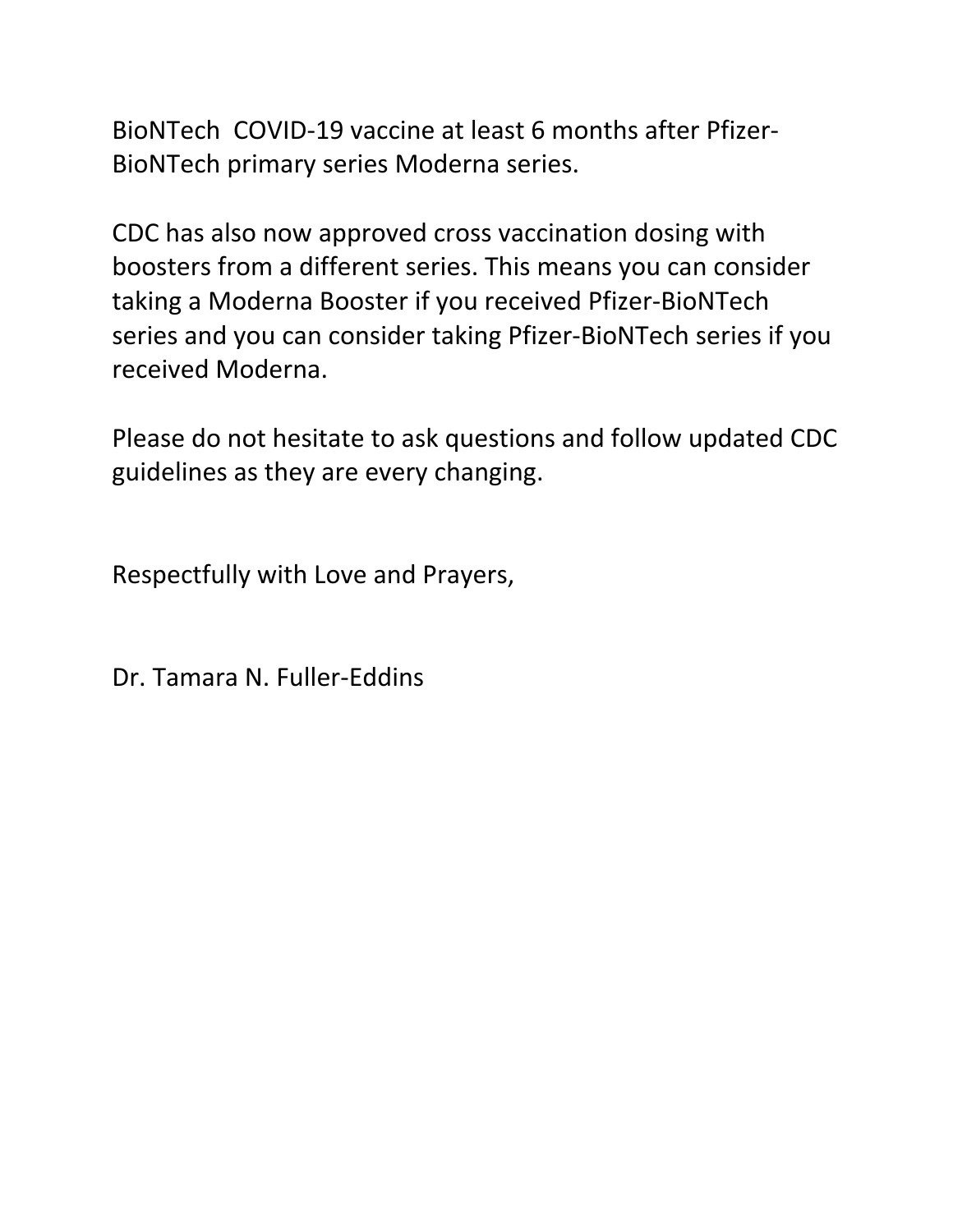BioNTech COVID-19 vaccine at least 6 months after Pfizer-BioNTech primary series Moderna series.

CDC has also now approved cross vaccination dosing with boosters from a different series. This means you can consider taking a Moderna Booster if you received Pfizer-BioNTech series and you can consider taking Pfizer-BioNTech series if you received Moderna.

Please do not hesitate to ask questions and follow updated CDC guidelines as they are every changing.

Respectfully with Love and Prayers,

Dr. Tamara N. Fuller-Eddins